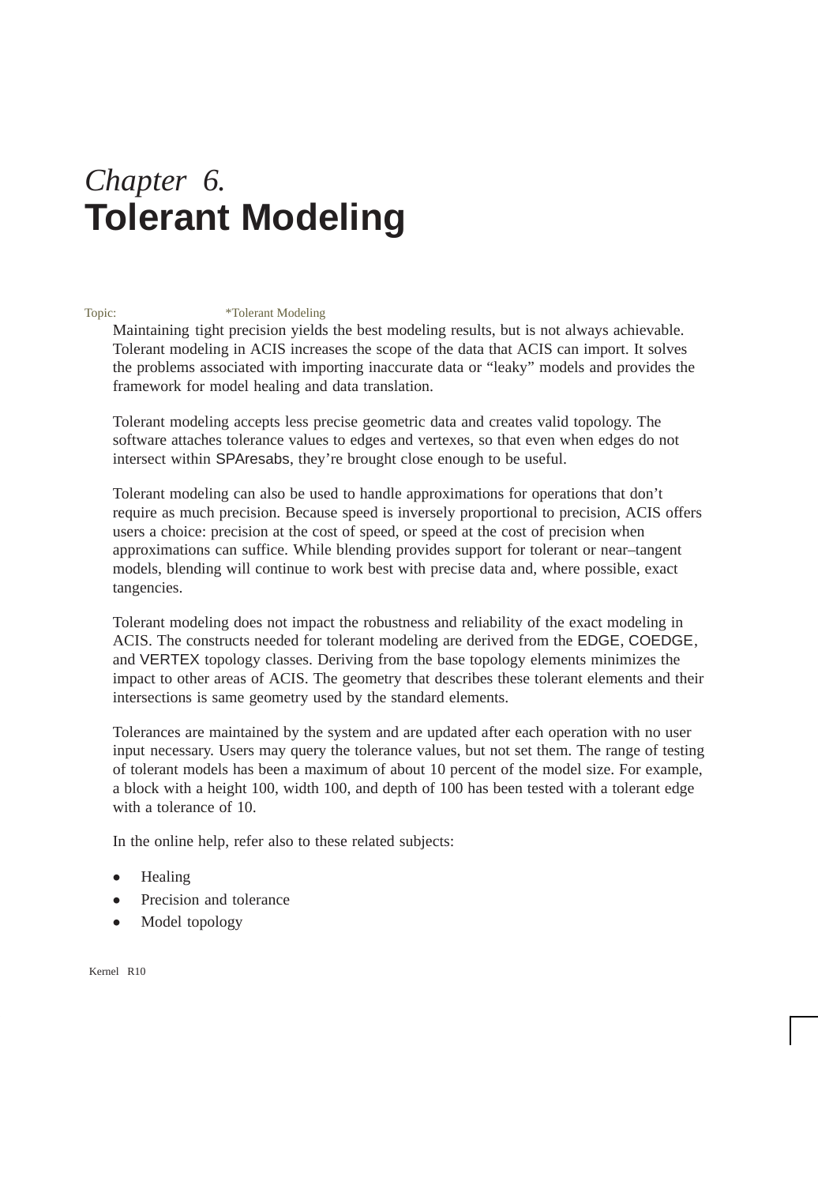*Chapter 6.*

# Tolerant Modeling

Topic: *Tolerant Modeling

Maintaining tight precision yields the best modeling results, but is not always achievable. Tolerant modeling in ACIS increases the scope of the data that ACIS can import. It solves the problems associated with importing inaccurate data or "leaky" models and provides the framework for model healing and data translation.

Tolerant modeling accepts less precise geometric data and creates valid topology. The software attaches tolerance values to edges and vertexes, so that even when edges do not intersect within SPAresabs, they're brought close enough to be useful.

Tolerant modeling can also be used to handle approximations for operations that don't require as much precision. Because speed is inversely proportional to precision, ACIS offers users a choice: precision at the cost of speed, or speed at the cost of precision when approximations can suffice. While blending provides support for tolerant or near–tangent models, blending will continue to work best with precise data and, where possible, exact tangencies.

Tolerant modeling does not impact the robustness and reliability of the exact modeling in ACIS. The constructs needed for tolerant modeling are derived from the EDGE, COEDGE, and VERTEX topology classes. Deriving from the base topology elements minimizes the impact to other areas of ACIS. The geometry that describes these tolerant elements and their intersections is same geometry used by the standard elements.

Tolerances are maintained by the system and are updated after each operation with no user input necessary. Users may query the tolerance values, but not set them. The range of testing of tolerant models has been a maximum of about 10 percent of the model size. For example, a block with a height 100, width 100, and depth of 100 has been tested with a tolerant edge with a tolerance of 10.

In the online help, refer also to these related subjects:

- Healing
- Precision and tolerance
- Model topology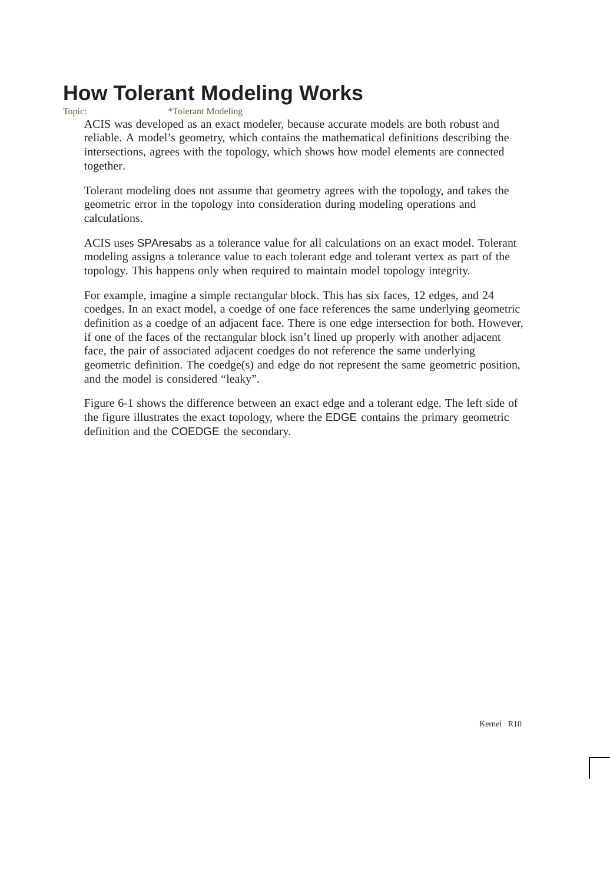# How Tolerant Modeling Works

Topic: *Tolerant Modeling

ACIS was developed as an exact modeler, because accurate models are both robust and reliable. A model's geometry, which contains the mathematical definitions describing the intersections, agrees with the topology, which shows how model elements are connected together.

Tolerant modeling does not assume that geometry agrees with the topology, and takes the geometric error in the topology into consideration during modeling operations and calculations.

ACIS uses SPAresabs as a tolerance value for all calculations on an exact model. Tolerant modeling assigns a tolerance value to each tolerant edge and tolerant vertex as part of the topology. This happens only when required to maintain model topology integrity.

For example, imagine a simple rectangular block. This has six faces, 12 edges, and 24 coedges. In an exact model, a coedge of one face references the same underlying geometric definition as a coedge of an adjacent face. There is one edge intersection for both. However, if one of the faces of the rectangular block isn't lined up properly with another adjacent face, the pair of associated adjacent coedges do not reference the same underlying geometric definition. The coedge(s) and edge do not represent the same geometric position, and the model is considered "leaky".

Figure 6-1 shows the difference between an exact edge and a tolerant edge. The left side of the figure illustrates the exact topology, where the EDGE contains the primary geometric definition and the COEDGE the secondary.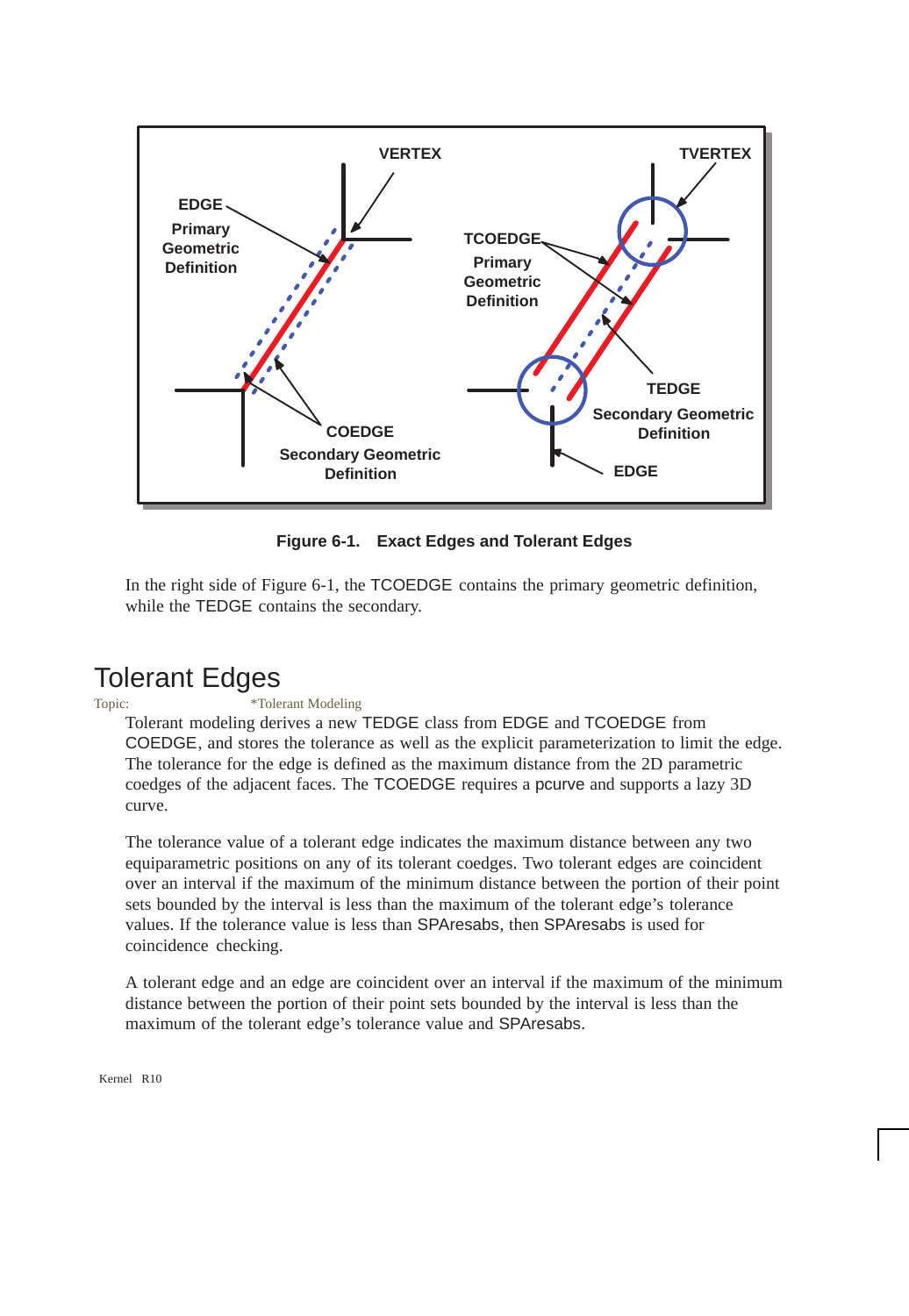**Figure 6-1. Exact Edges and Tolerant Edges**

In the right side of Figure 6-1, the TCOEDGE contains the primary geometric definition, while the TEDGE contains the secondary.

## Tolerant Edges

Topic: *Tolerant Modeling

Tolerant modeling derives a new TEDGE class from EDGE and TCOEDGE from COEDGE, and stores the tolerance as well as the explicit parameterization to limit the edge. The tolerance for the edge is defined as the maximum distance from the 2D parametric coedges of the adjacent faces. The TCOEDGE requires a pcurve and supports a lazy 3D curve.

The tolerance value of a tolerant edge indicates the maximum distance between any two equiparametric positions on any of its tolerant coedges. Two tolerant edges are coincident over an interval if the maximum of the minimum distance between the portion of their point sets bounded by the interval is less than the maximum of the tolerant edge's tolerance values. If the tolerance value is less than SPAresabs, then SPAresabs is used for coincidence checking.

A tolerant edge and an edge are coincident over an interval if the maximum of the minimum distance between the portion of their point sets bounded by the interval is less than the maximum of the tolerant edge's tolerance value and SPAresabs.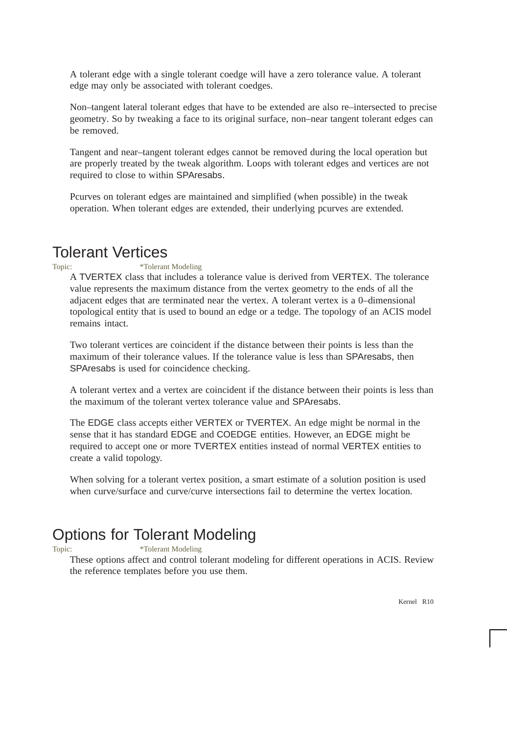A tolerant edge with a single tolerant coedge will have a zero tolerance value. A tolerant edge may only be associated with tolerant coedges.

Non–tangent lateral tolerant edges that have to be extended are also re–intersected to precise geometry. So by tweaking a face to its original surface, non–near tangent tolerant edges can be removed.

Tangent and near–tangent tolerant edges cannot be removed during the local operation but are properly treated by the tweak algorithm. Loops with tolerant edges and vertices are not required to close to within SPAresabs.

Pcurves on tolerant edges are maintained and simplified (when possible) in the tweak operation. When tolerant edges are extended, their underlying pcurves are extended.

## Tolerant Vertices

Topic: *Tolerant Modeling

A TVERTEX class that includes a tolerance value is derived from VERTEX. The tolerance value represents the maximum distance from the vertex geometry to the ends of all the adjacent edges that are terminated near the vertex. A tolerant vertex is a 0–dimensional topological entity that is used to bound an edge or a tedge. The topology of an ACIS model remains intact.

Two tolerant vertices are coincident if the distance between their points is less than the maximum of their tolerance values. If the tolerance value is less than SPAresabs, then SPAresabs is used for coincidence checking.

A tolerant vertex and a vertex are coincident if the distance between their points is less than the maximum of the tolerant vertex tolerance value and SPAresabs.

The EDGE class accepts either VERTEX or TVERTEX. An edge might be normal in the sense that it has standard EDGE and COEDGE entities. However, an EDGE might be required to accept one or more TVERTEX entities instead of normal VERTEX entities to create a valid topology.

When solving for a tolerant vertex position, a smart estimate of a solution position is used when curve/surface and curve/curve intersections fail to determine the vertex location.

## Options for Tolerant Modeling

Topic: *Tolerant Modeling

These options affect and control tolerant modeling for different operations in ACIS. Review the reference templates before you use them.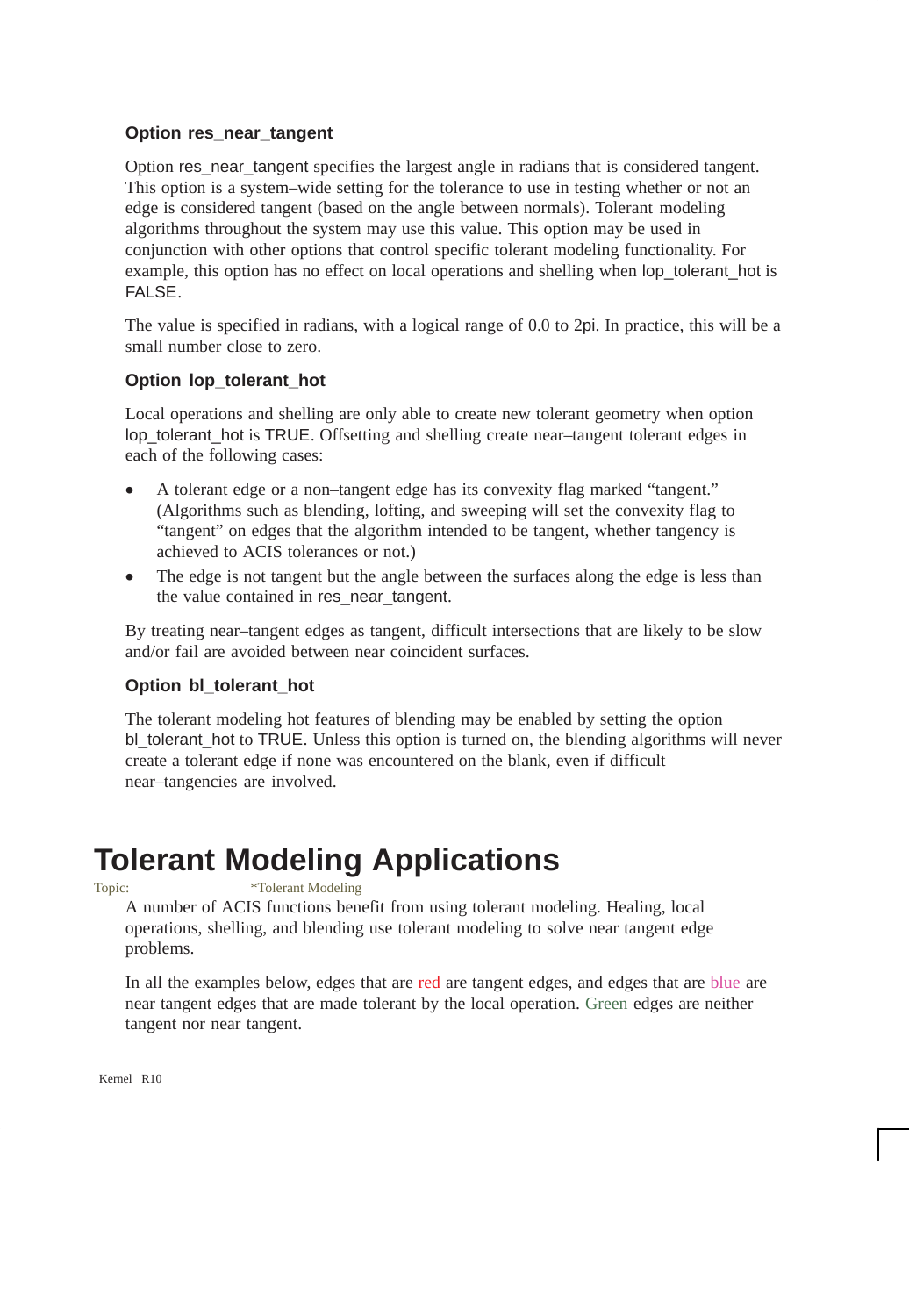### Option res_near_tangent

Option res_near_tangent specifies the largest angle in radians that is considered tangent. This option is a system–wide setting for the tolerance to use in testing whether or not an edge is considered tangent (based on the angle between normals). Tolerant modeling algorithms throughout the system may use this value. This option may be used in conjunction with other options that control specific tolerant modeling functionality. For example, this option has no effect on local operations and shelling when lop_tolerant_hot is FALSE.

The value is specified in radians, with a logical range of 0.0 to 2pi. In practice, this will be a small number close to zero.

### Option lop_tolerant_hot

Local operations and shelling are only able to create new tolerant geometry when option lop_tolerant_hot is TRUE. Offsetting and shelling create near–tangent tolerant edges in each of the following cases:

- A tolerant edge or a non–tangent edge has its convexity flag marked "tangent." (Algorithms such as blending, lofting, and sweeping will set the convexity flag to "tangent" on edges that the algorithm intended to be tangent, whether tangency is achieved to ACIS tolerances or not.)
- The edge is not tangent but the angle between the surfaces along the edge is less than the value contained in res_near_tangent.

By treating near–tangent edges as tangent, difficult intersections that are likely to be slow and/or fail are avoided between near coincident surfaces.

### Option bl_tolerant_hot

The tolerant modeling hot features of blending may be enabled by setting the option bl_tolerant_hot to TRUE. Unless this option is turned on, the blending algorithms will never create a tolerant edge if none was encountered on the blank, even if difficult near–tangencies are involved.

# Tolerant Modeling Applications

Topic: *Tolerant Modeling

A number of ACIS functions benefit from using tolerant modeling. Healing, local operations, shelling, and blending use tolerant modeling to solve near tangent edge problems.

In all the examples below, edges that are red are tangent edges, and edges that are blue are near tangent edges that are made tolerant by the local operation. Green edges are neither tangent nor near tangent.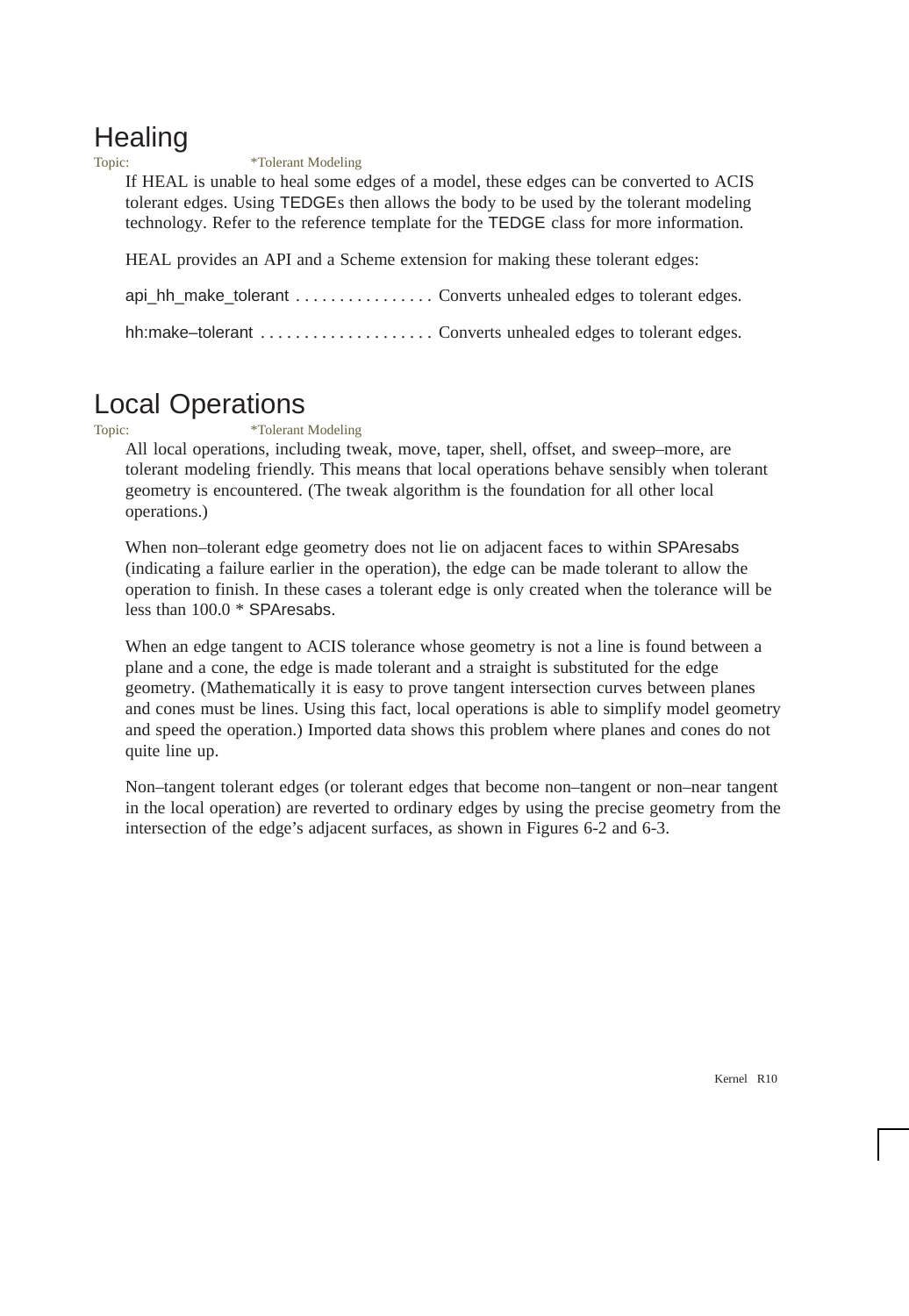# Healing

Topic: *Tolerant Modeling

If HEAL is unable to heal some edges of a model, these edges can be converted to ACIS tolerant edges. Using TEDGEs then allows the body to be used by the tolerant modeling technology. Refer to the reference template for the TEDGE class for more information.

HEAL provides an API and a Scheme extension for making these tolerant edges:

api_hh_make_tolerant . . . . . . . . . . . . . . . . Converts unhealed edges to tolerant edges.

hh:make–tolerant . . . . . . . . . . . . . . . . . . . . Converts unhealed edges to tolerant edges.

# Local Operations

Topic: *Tolerant Modeling

All local operations, including tweak, move, taper, shell, offset, and sweep–more, are tolerant modeling friendly. This means that local operations behave sensibly when tolerant geometry is encountered. (The tweak algorithm is the foundation for all other local operations.)

When non–tolerant edge geometry does not lie on adjacent faces to within SPAresabs (indicating a failure earlier in the operation), the edge can be made tolerant to allow the operation to finish. In these cases a tolerant edge is only created when the tolerance will be less than 100.0 * SPAresabs.

When an edge tangent to ACIS tolerance whose geometry is not a line is found between a plane and a cone, the edge is made tolerant and a straight is substituted for the edge geometry. (Mathematically it is easy to prove tangent intersection curves between planes and cones must be lines. Using this fact, local operations is able to simplify model geometry and speed the operation.) Imported data shows this problem where planes and cones do not quite line up.

Non–tangent tolerant edges (or tolerant edges that become non–tangent or non–near tangent in the local operation) are reverted to ordinary edges by using the precise geometry from the intersection of the edge's adjacent surfaces, as shown in Figures 6-2 and 6-3.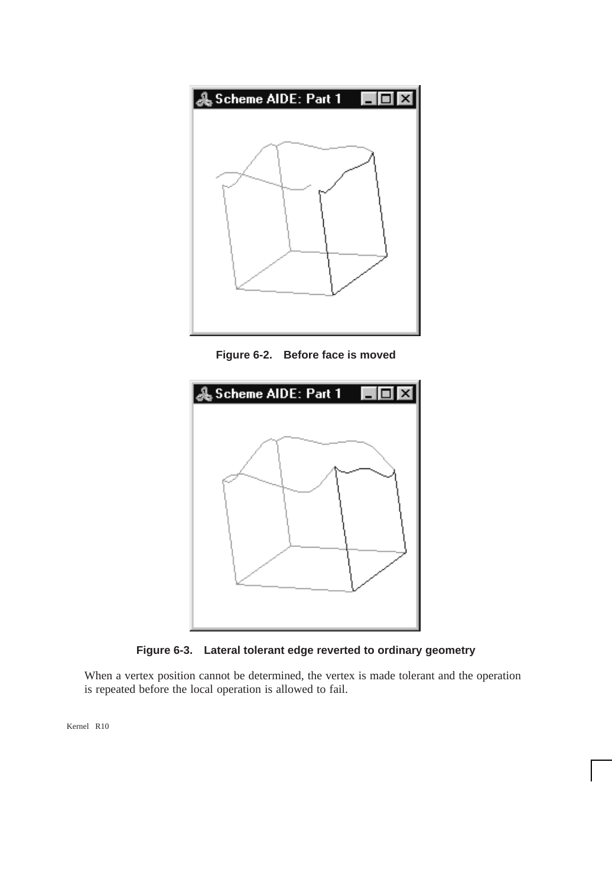Figure 6-2.    Before face is moved

Figure 6-3.    Lateral tolerant edge reverted to ordinary geometry

When a vertex position cannot be determined, the vertex is made tolerant and the operation is repeated before the local operation is allowed to fail.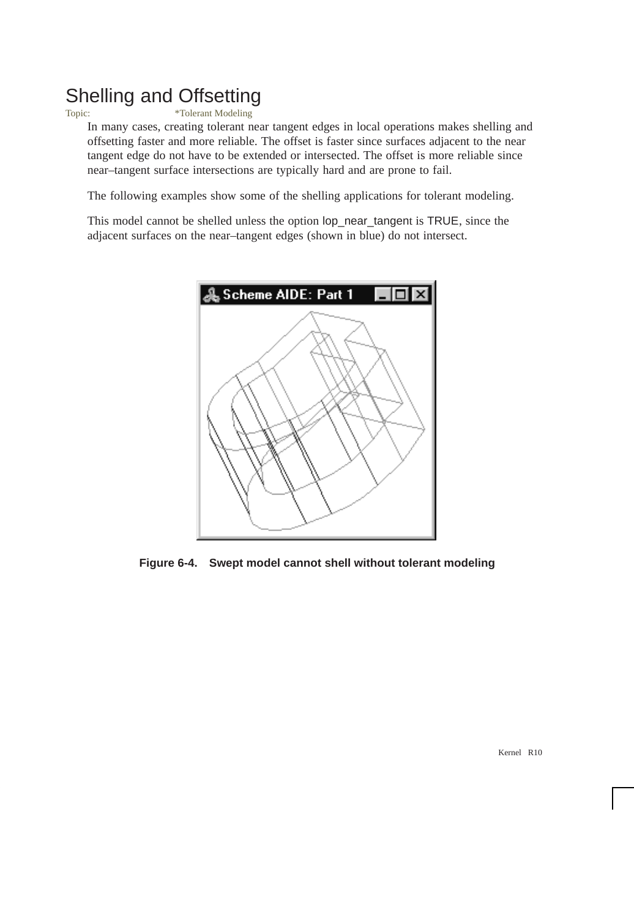# Shelling and Offsetting

Topic: *Tolerant Modeling

In many cases, creating tolerant near tangent edges in local operations makes shelling and offsetting faster and more reliable. The offset is faster since surfaces adjacent to the near tangent edge do not have to be extended or intersected. The offset is more reliable since near–tangent surface intersections are typically hard and are prone to fail.

The following examples show some of the shelling applications for tolerant modeling.

This model cannot be shelled unless the option lop_near_tangent is TRUE, since the adjacent surfaces on the near–tangent edges (shown in blue) do not intersect.

**Figure 6-4. Swept model cannot shell without tolerant modeling**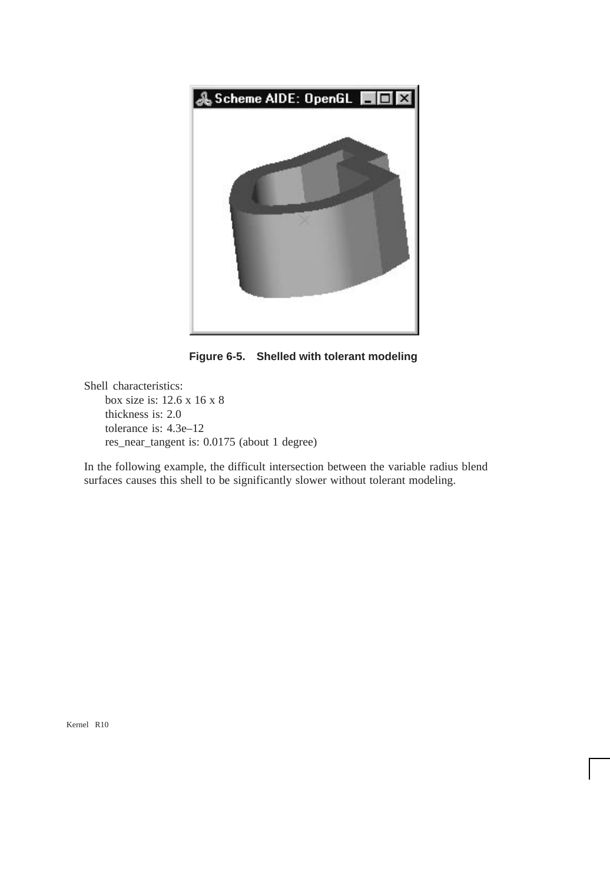**Figure 6-5. Shelled with tolerant modeling**

Shell characteristics:

- box size is: 12.6 x 16 x 8
- thickness is: 2.0
- tolerance is: 4.3e–12
- res_near_tangent is: 0.0175 (about 1 degree)

In the following example, the difficult intersection between the variable radius blend surfaces causes this shell to be significantly slower without tolerant modeling.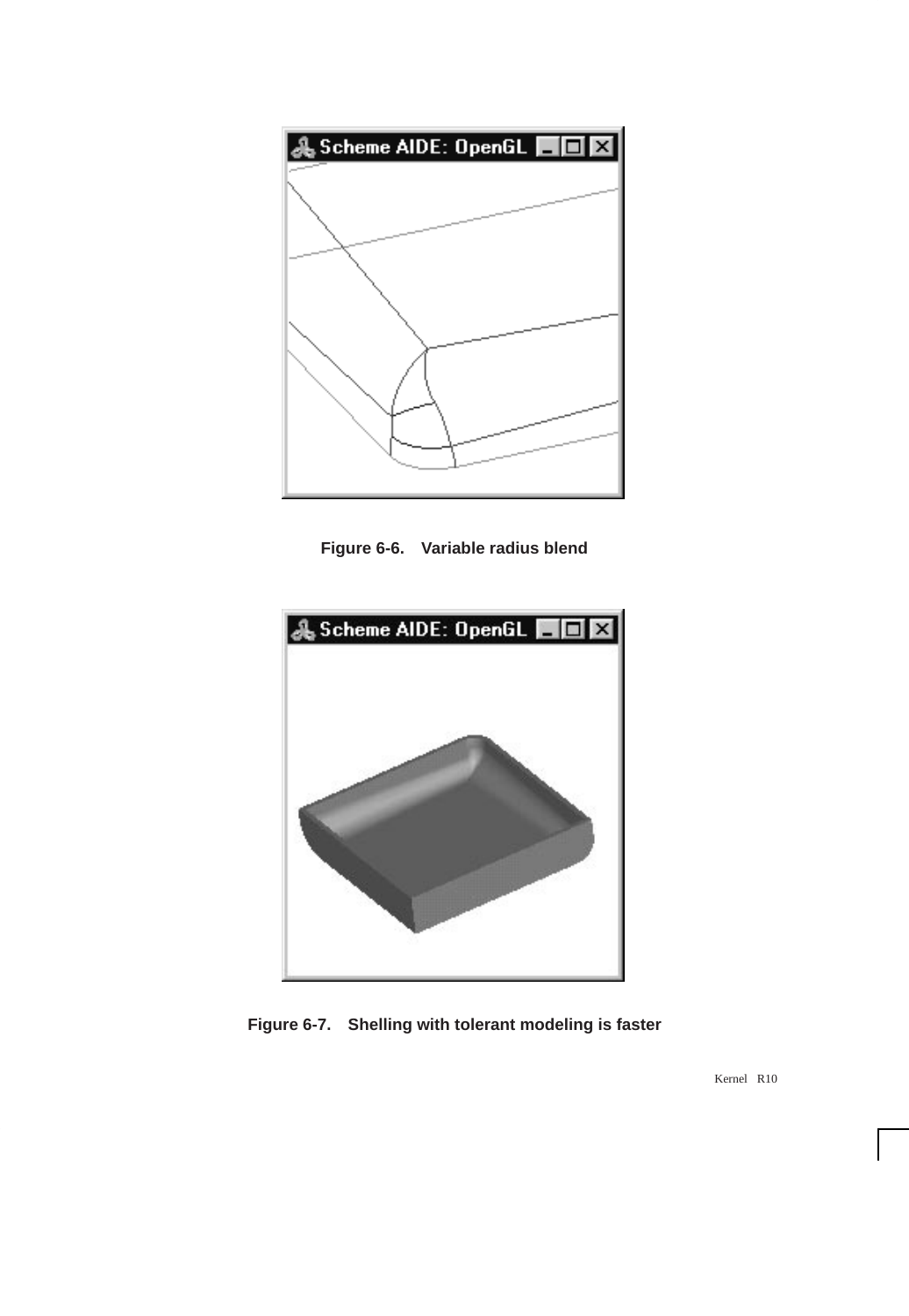**Figure 6-6. Variable radius blend**

**Figure 6-7. Shelling with tolerant modeling is faster**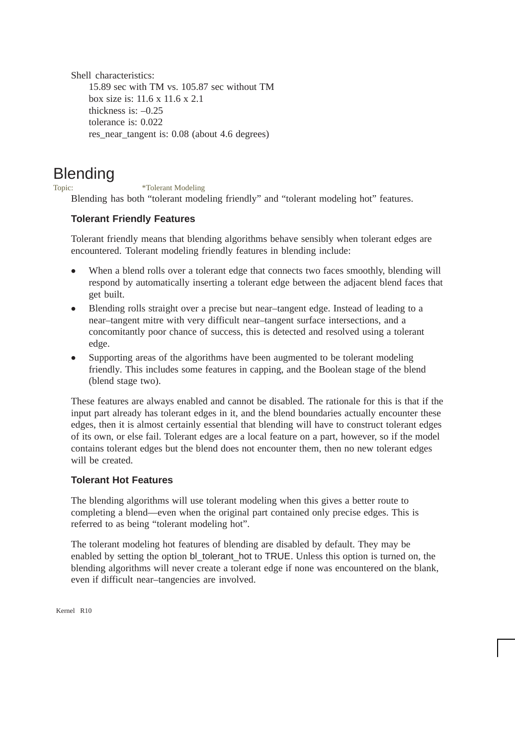Shell characteristics:

15.89 sec with TM vs. 105.87 sec without TM
box size is: 11.6 x 11.6 x 2.1
thickness is: –0.25
tolerance is: 0.022
res_near_tangent is: 0.08 (about 4.6 degrees)

# Blending

Topic: *Tolerant Modeling

Blending has both "tolerant modeling friendly" and "tolerant modeling hot" features.

### Tolerant Friendly Features

Tolerant friendly means that blending algorithms behave sensibly when tolerant edges are encountered. Tolerant modeling friendly features in blending include:

- When a blend rolls over a tolerant edge that connects two faces smoothly, blending will respond by automatically inserting a tolerant edge between the adjacent blend faces that get built.
- Blending rolls straight over a precise but near–tangent edge. Instead of leading to a near–tangent mitre with very difficult near–tangent surface intersections, and a concomitantly poor chance of success, this is detected and resolved using a tolerant edge.
- Supporting areas of the algorithms have been augmented to be tolerant modeling friendly. This includes some features in capping, and the Boolean stage of the blend (blend stage two).

These features are always enabled and cannot be disabled. The rationale for this is that if the input part already has tolerant edges in it, and the blend boundaries actually encounter these edges, then it is almost certainly essential that blending will have to construct tolerant edges of its own, or else fail. Tolerant edges are a local feature on a part, however, so if the model contains tolerant edges but the blend does not encounter them, then no new tolerant edges will be created.

### Tolerant Hot Features

The blending algorithms will use tolerant modeling when this gives a better route to completing a blend—even when the original part contained only precise edges. This is referred to as being "tolerant modeling hot".

The tolerant modeling hot features of blending are disabled by default. They may be enabled by setting the option bl_tolerant_hot to TRUE. Unless this option is turned on, the blending algorithms will never create a tolerant edge if none was encountered on the blank, even if difficult near–tangencies are involved.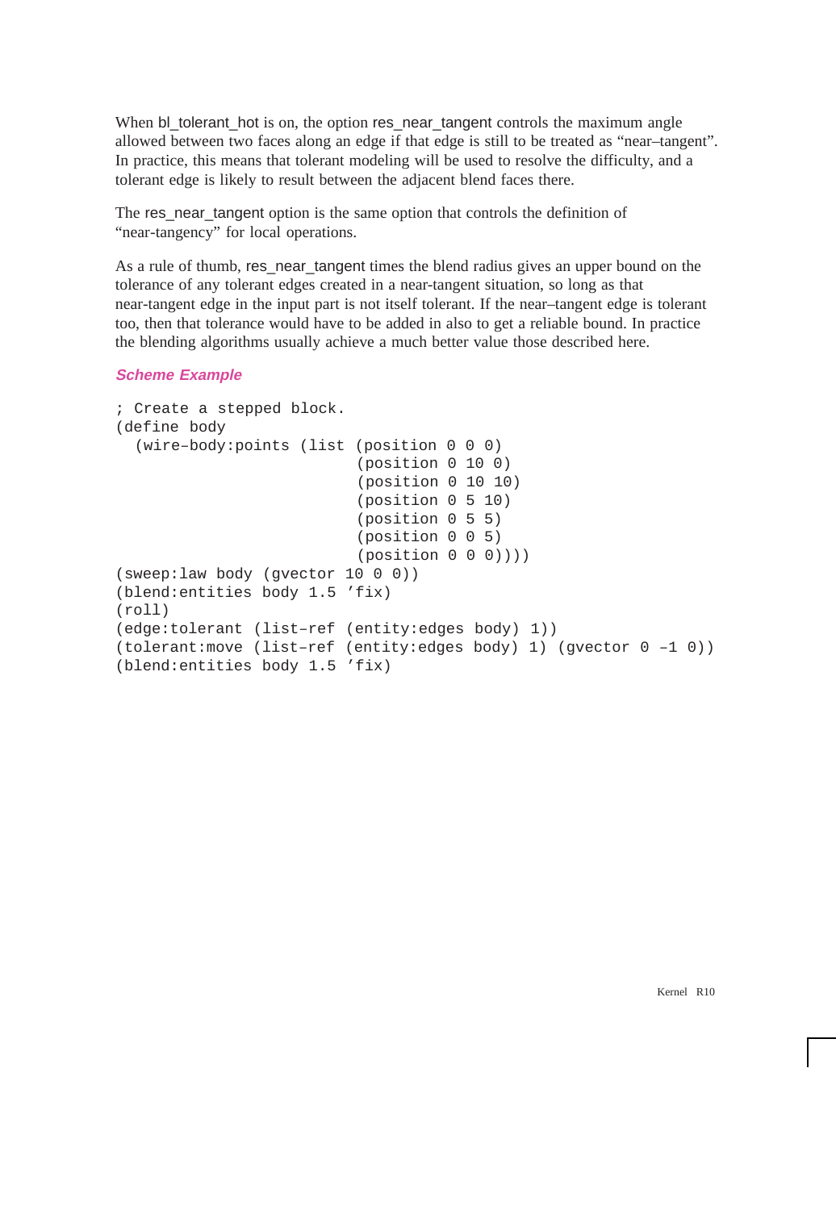When bl_tolerant_hot is on, the option res_near_tangent controls the maximum angle allowed between two faces along an edge if that edge is still to be treated as "near–tangent". In practice, this means that tolerant modeling will be used to resolve the difficulty, and a tolerant edge is likely to result between the adjacent blend faces there.

The res_near_tangent option is the same option that controls the definition of "near-tangency" for local operations.

As a rule of thumb, res_near_tangent times the blend radius gives an upper bound on the tolerance of any tolerant edges created in a near-tangent situation, so long as that near-tangent edge in the input part is not itself tolerant. If the near–tangent edge is tolerant too, then that tolerance would have to be added in also to get a reliable bound. In practice the blending algorithms usually achieve a much better value those described here.

### *Scheme Example*

```
; Create a stepped block.
(define body
  (wire-body:points (list (position 0 0 0)
                          (position 0 10 0)
                          (position 0 10 10)
                          (position 0 5 10)
                          (position 0 5 5)
                          (position 0 0 5)
                          (position 0 0 0))))
(sweep:law body (gvector 10 0 0))
(blend:entities body 1.5 'fix)
(roll)
(edge:tolerant (list-ref (entity:edges body) 1))
(tolerant:move (list-ref (entity:edges body) 1) (gvector 0 -1 0))
(blend:entities body 1.5 'fix)
```